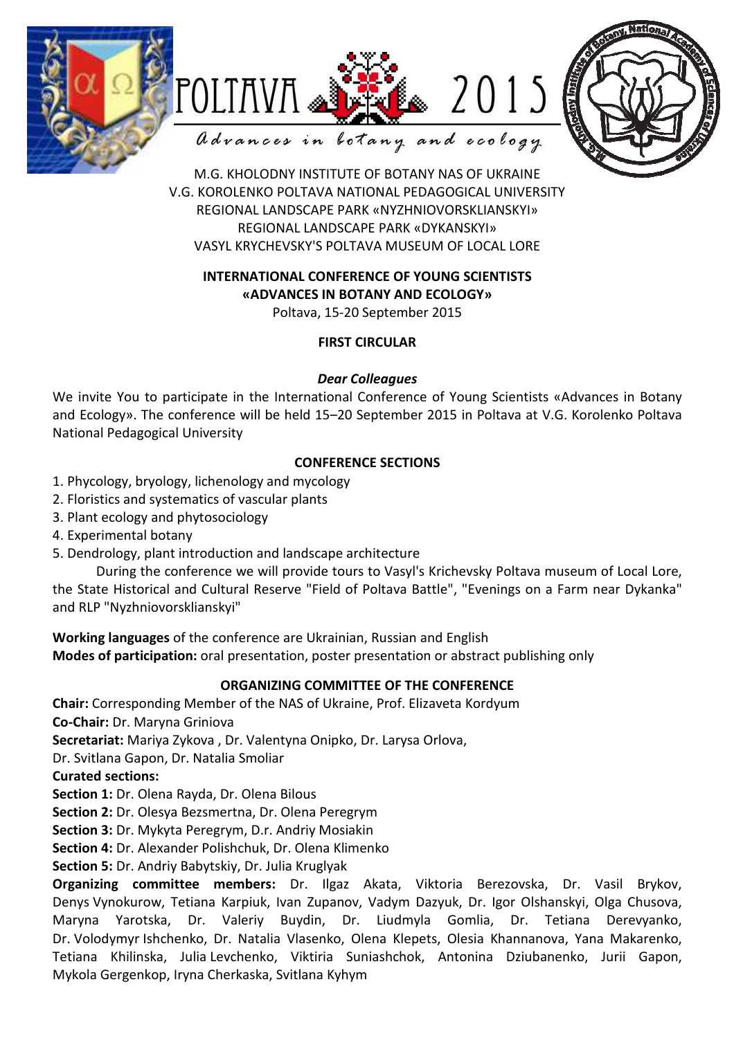POLTAVA 2015

*Advances in botany and ecology*

M.G. KHOLODNY INSTITUTE OF BOTANY NAS OF UKRAINE
V.G. KOROLENKO POLTAVA NATIONAL PEDAGOGICAL UNIVERSITY
REGIONAL LANDSCAPE PARK «NYZHNIOVORSKLIANSKYI»
REGIONAL LANDSCAPE PARK «DYKANSKYI»
VASYL KRYCHEVSKY'S POLTAVA MUSEUM OF LOCAL LORE

# INTERNATIONAL CONFERENCE OF YOUNG SCIENTISTS «ADVANCES IN BOTANY AND ECOLOGY»

Poltava, 15-20 September 2015

## FIRST CIRCULAR

***Dear Colleagues***

We invite You to participate in the International Conference of Young Scientists «Advances in Botany and Ecology». The conference will be held 15–20 September 2015 in Poltava at V.G. Korolenko Poltava National Pedagogical University

## CONFERENCE SECTIONS

1. Phycology, bryology, lichenology and mycology
2. Floristics and systematics of vascular plants
3. Plant ecology and phytosociology
4. Experimental botany
5. Dendrology, plant introduction and landscape architecture

During the conference we will provide tours to Vasyl's Krichevsky Poltava museum of Local Lore, the State Historical and Cultural Reserve "Field of Poltava Battle", "Evenings on a Farm near Dykanka" and RLP "Nyzhniovorsklianskyi"

**Working languages** of the conference are Ukrainian, Russian and English
**Modes of participation:** oral presentation, poster presentation or abstract publishing only

## ORGANIZING COMMITTEE OF THE CONFERENCE

**Chair:** Corresponding Member of the NAS of Ukraine, Prof. Elizaveta Kordyum
**Co-Chair:** Dr. Maryna Griniova
**Secretariat:** Mariya Zykova , Dr. Valentyna Onipko, Dr. Larysa Orlova, Dr. Svitlana Gapon, Dr. Natalia Smoliar
**Curated sections:**
**Section 1:** Dr. Olena Rayda, Dr. Olena Bilous
**Section 2:** Dr. Olesya Bezsmertna, Dr. Olena Peregrym
**Section 3:** Dr. Mykyta Peregrym, D.r. Andriy Mosiakin
**Section 4:** Dr. Alexander Polishchuk, Dr. Olena Klimenko
**Section 5:** Dr. Andriy Babytskiy, Dr. Julia Kruglyak
**Organizing committee members:** Dr. Ilgaz Akata, Viktoria Berezovska, Dr. Vasil Brykov, Denys Vynokurow, Tetiana Karpiuk, Ivan Zupanov, Vadym Dazyuk, Dr. Igor Olshanskyi, Olga Chusova, Maryna Yarotska, Dr. Valeriy Buydin, Dr. Liudmyla Gomlia, Dr. Tetiana Derevyanko, Dr. Volodymyr Ishchenko, Dr. Natalia Vlasenko, Olena Klepets, Olesia Khannanova, Yana Makarenko, Tetiana Khilinska, Julia Levchenko, Viktiria Suniashchok, Antonina Dziubanenko, Jurii Gapon, Mykola Gergenkop, Iryna Cherkaska, Svitlana Kyhym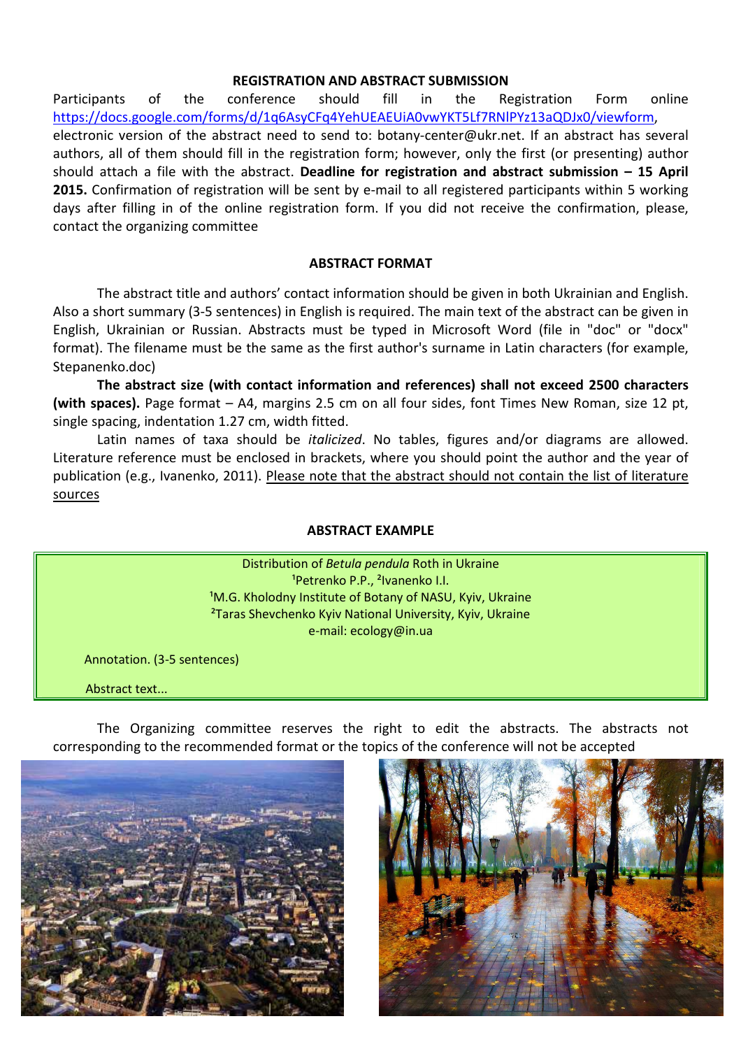## REGISTRATION AND ABSTRACT SUBMISSION

Participants of the conference should fill in the Registration Form online https://docs.google.com/forms/d/1q6AsyCFq4YehUEAEUiA0vwYKT5Lf7RNlPYz13aQDJx0/viewform, electronic version of the abstract need to send to: botany-center@ukr.net. If an abstract has several authors, all of them should fill in the registration form; however, only the first (or presenting) author should attach a file with the abstract. **Deadline for registration and abstract submission – 15 April 2015.** Confirmation of registration will be sent by e-mail to all registered participants within 5 working days after filling in of the online registration form. If you did not receive the confirmation, please, contact the organizing committee

## ABSTRACT FORMAT

The abstract title and authors' contact information should be given in both Ukrainian and English. Also a short summary (3-5 sentences) in English is required. The main text of the abstract can be given in English, Ukrainian or Russian. Abstracts must be typed in Microsoft Word (file in "doc" or "docx" format). The filename must be the same as the first author's surname in Latin characters (for example, Stepanenko.doc)

**The abstract size (with contact information and references) shall not exceed 2500 characters (with spaces).** Page format – A4, margins 2.5 cm on all four sides, font Times New Roman, size 12 pt, single spacing, indentation 1.27 cm, width fitted.

Latin names of taxa should be *italicized*. No tables, figures and/or diagrams are allowed. Literature reference must be enclosed in brackets, where you should point the author and the year of publication (e.g., Ivanenko, 2011). Please note that the abstract should not contain the list of literature sources

## ABSTRACT EXAMPLE

Distribution of *Betula pendula* Roth in Ukraine
[1]Petrenko P.P., [2]Ivanenko I.I.
[1]M.G. Kholodny Institute of Botany of NASU, Kyiv, Ukraine
[2]Taras Shevchenko Kyiv National University, Kyiv, Ukraine
e-mail: ecology@in.ua

Annotation. (3-5 sentences)

Abstract text...

The Organizing committee reserves the right to edit the abstracts. The abstracts not corresponding to the recommended format or the topics of the conference will not be accepted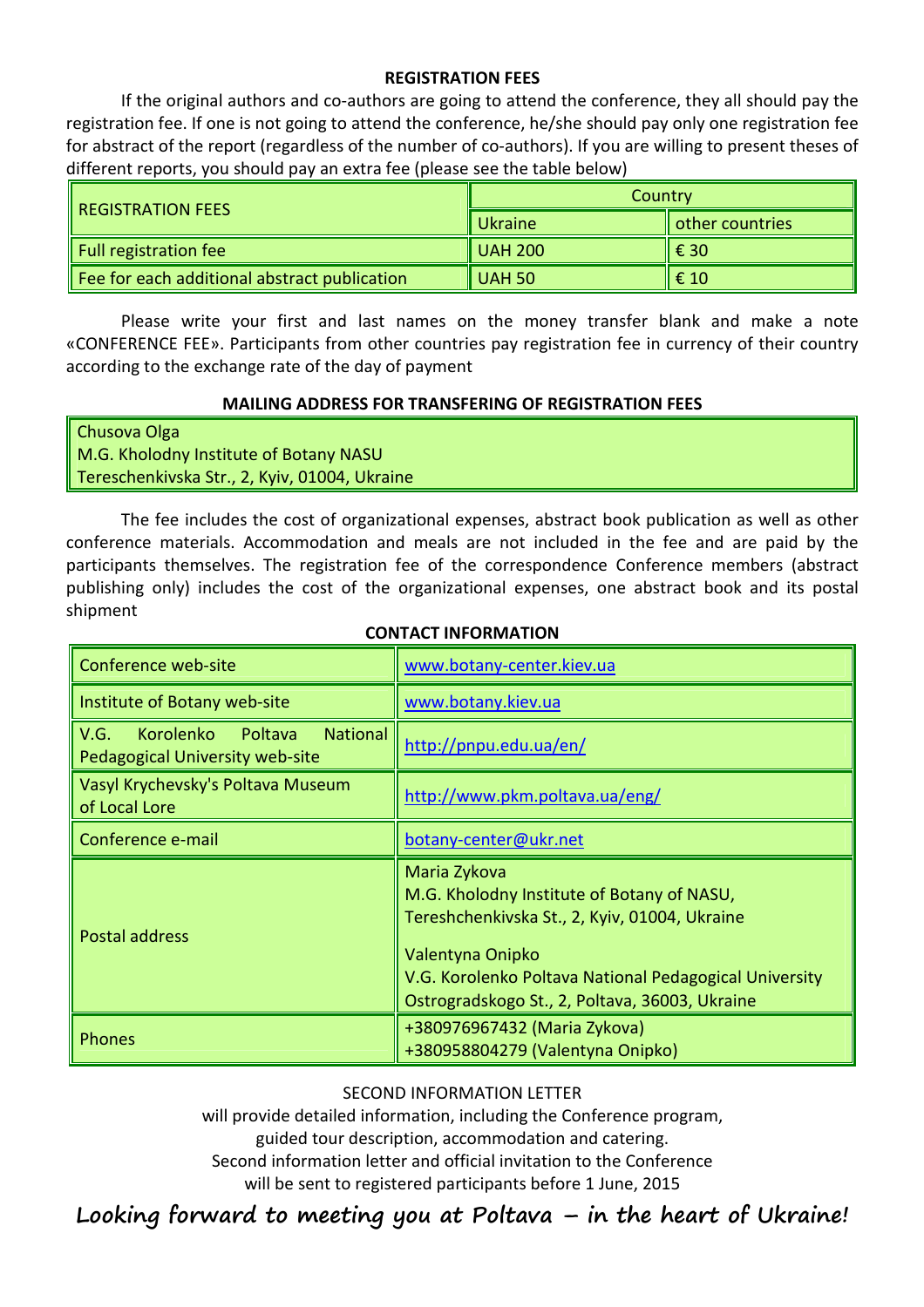## REGISTRATION FEES

If the original authors and co-authors are going to attend the conference, they all should pay the registration fee. If one is not going to attend the conference, he/she should pay only one registration fee for abstract of the report (regardless of the number of co-authors). If you are willing to present theses of different reports, you should pay an extra fee (please see the table below)

| REGISTRATION FEES | Country | |
|---|---|---|
| | Ukraine | other countries |
| Full registration fee | UAH 200 | € 30 |
| Fee for each additional abstract publication | UAH 50 | € 10 |

Please write your first and last names on the money transfer blank and make a note «CONFERENCE FEE». Participants from other countries pay registration fee in currency of their country according to the exchange rate of the day of payment

## MAILING ADDRESS FOR TRANSFERING OF REGISTRATION FEES

Chusova Olga
M.G. Kholodny Institute of Botany NASU
Tereschenkivska Str., 2, Kyiv, 01004, Ukraine

The fee includes the cost of organizational expenses, abstract book publication as well as other conference materials. Accommodation and meals are not included in the fee and are paid by the participants themselves. The registration fee of the correspondence Conference members (abstract publishing only) includes the cost of the organizational expenses, one abstract book and its postal shipment

## CONTACT INFORMATION

| | |
|---|---|
| Conference web-site | www.botany-center.kiev.ua |
| Institute of Botany web-site | www.botany.kiev.ua |
| V.G. Korolenko Poltava National Pedagogical University web-site | http://pnpu.edu.ua/en/ |
| Vasyl Krychevsky's Poltava Museum of Local Lore | http://www.pkm.poltava.ua/eng/ |
| Conference e-mail | botany-center@ukr.net |
| Postal address | Maria Zykova<br>M.G. Kholodny Institute of Botany of NASU,<br>Tereshchenkivska St., 2, Kyiv, 01004, Ukraine<br><br>Valentyna Onipko<br>V.G. Korolenko Poltava National Pedagogical University<br>Ostrogradskogo St., 2, Poltava, 36003, Ukraine |
| Phones | +380976967432 (Maria Zykova)<br>+380958804279 (Valentyna Onipko) |

SECOND INFORMATION LETTER
will provide detailed information, including the Conference program,
guided tour description, accommodation and catering.
Second information letter and official invitation to the Conference
will be sent to registered participants before 1 June, 2015

**Looking forward to meeting you at Poltava – in the heart of Ukraine!**